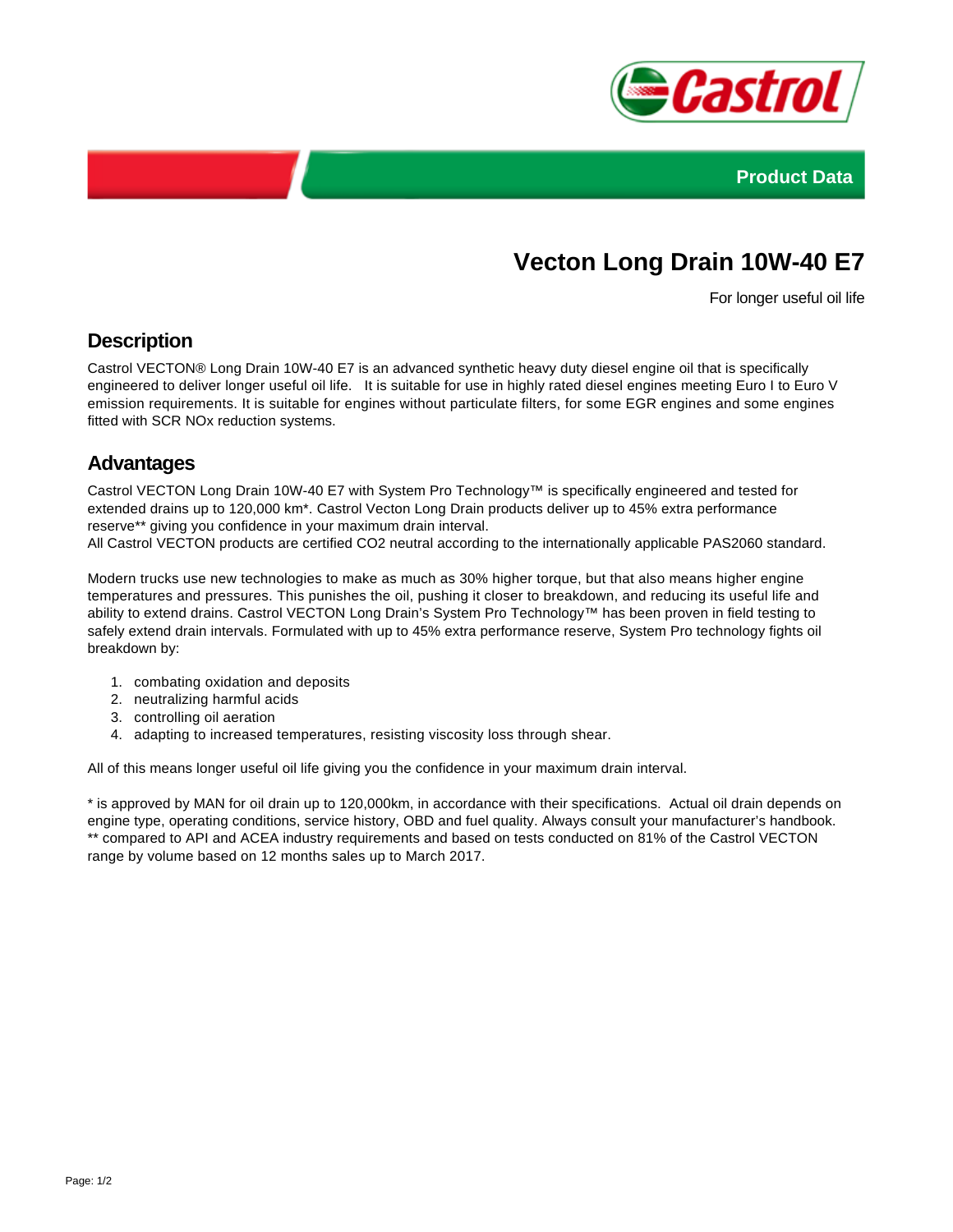Product Data

# Vecton Long Drain 10W-40 E7

For longer useful oil life

## Description

Castrol VECTON® Long Drain 10W-40 E7 is an advanced synthetic heavy duty diesel engine oil that is specifically engineered to deliver longer useful oil life. It is suitable for use in highly rated diesel engines meeting Euro I to Euro V emission requirements. It is suitable for engines without particulate filters, for some EGR engines and some engines fitted with SCR NOx reduction systems.

## Advantages

Castrol VECTON Long Drain 10W-40 E7 with System Pro Technology™ is specifically engineered and tested for extended drains up to 120,000 km*. Castrol Vecton Long Drain products deliver up to 45% extra performance reserve** giving you confidence in your maximum drain interval.
All Castrol VECTON products are certified $CO_2$ neutral according to the internationally applicable PAS2060 standard.

Modern trucks use new technologies to make as much as 30% higher torque, but that also means higher engine temperatures and pressures. This punishes the oil, pushing it closer to breakdown, and reducing its useful life and ability to extend drains. Castrol VECTON Long Drain's System Pro Technology™ has been proven in field testing to safely extend drain intervals. Formulated with up to 45% extra performance reserve, System Pro technology fights oil breakdown by:

1. combating oxidation and deposits
2. neutralizing harmful acids
3. controlling oil aeration
4. adapting to increased temperatures, resisting viscosity loss through shear.

All of this means longer useful oil life giving you the confidence in your maximum drain interval.

* is approved by MAN for oil drain up to 120,000km, in accordance with their specifications. Actual oil drain depends on engine type, operating conditions, service history, OBD and fuel quality. Always consult your manufacturer's handbook.
** compared to API and ACEA industry requirements and based on tests conducted on 81% of the Castrol VECTON range by volume based on 12 months sales up to March 2017.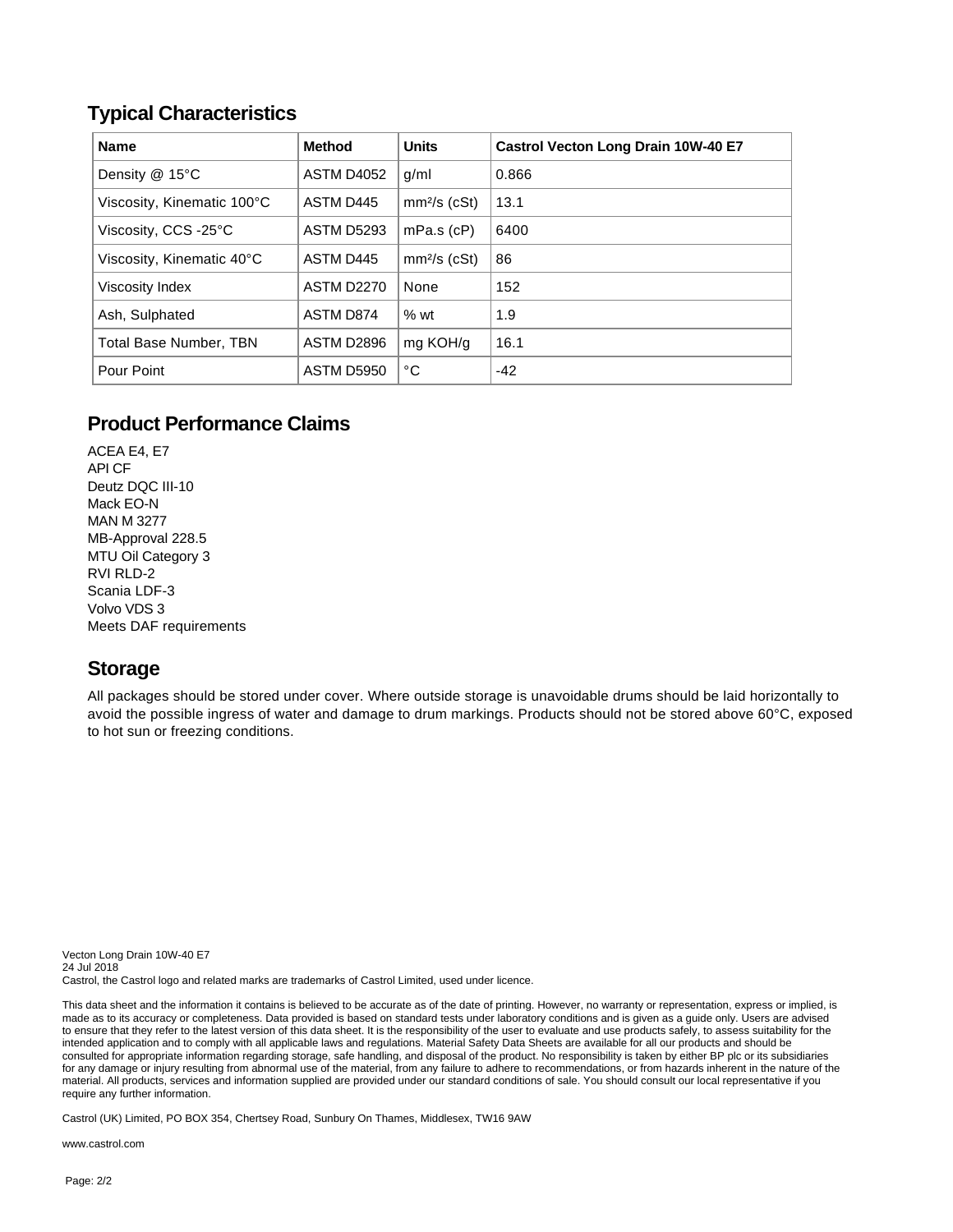## Typical Characteristics

| Name | Method | Units | Castrol Vecton Long Drain 10W-40 E7 |
| --- | --- | --- | --- |
| Density @ 15°C | ASTM D4052 | g/ml | 0.866 |
| Viscosity, Kinematic 100°C | ASTM D445 | $mm^2/s$ (cSt) | 13.1 |
| Viscosity, CCS -25°C | ASTM D5293 | mPa.s (cP) | 6400 |
| Viscosity, Kinematic 40°C | ASTM D445 | $mm^2/s$ (cSt) | 86 |
| Viscosity Index | ASTM D2270 | None | 152 |
| Ash, Sulphated | ASTM D874 | % wt | 1.9 |
| Total Base Number, TBN | ASTM D2896 | mg KOH/g | 16.1 |
| Pour Point | ASTM D5950 | °C | -42 |

## Product Performance Claims

ACEA E4, E7
API CF
Deutz DQC III-10
Mack EO-N
MAN M 3277
MB-Approval 228.5
MTU Oil Category 3
RVI RLD-2
Scania LDF-3
Volvo VDS 3
Meets DAF requirements

## Storage

All packages should be stored under cover. Where outside storage is unavoidable drums should be laid horizontally to avoid the possible ingress of water and damage to drum markings. Products should not be stored above 60°C, exposed to hot sun or freezing conditions.

Vecton Long Drain 10W-40 E7
24 Jul 2018
Castrol, the Castrol logo and related marks are trademarks of Castrol Limited, used under licence.

This data sheet and the information it contains is believed to be accurate as of the date of printing. However, no warranty or representation, express or implied, is made as to its accuracy or completeness. Data provided is based on standard tests under laboratory conditions and is given as a guide only. Users are advised to ensure that they refer to the latest version of this data sheet. It is the responsibility of the user to evaluate and use products safely, to assess suitability for the intended application and to comply with all applicable laws and regulations. Material Safety Data Sheets are available for all our products and should be consulted for appropriate information regarding storage, safe handling, and disposal of the product. No responsibility is taken by either BP plc or its subsidiaries for any damage or injury resulting from abnormal use of the material, from any failure to adhere to recommendations, or from hazards inherent in the nature of the material. All products, services and information supplied are provided under our standard conditions of sale. You should consult our local representative if you require any further information.

Castrol (UK) Limited, PO BOX 354, Chertsey Road, Sunbury On Thames, Middlesex, TW16 9AW

www.castrol.com